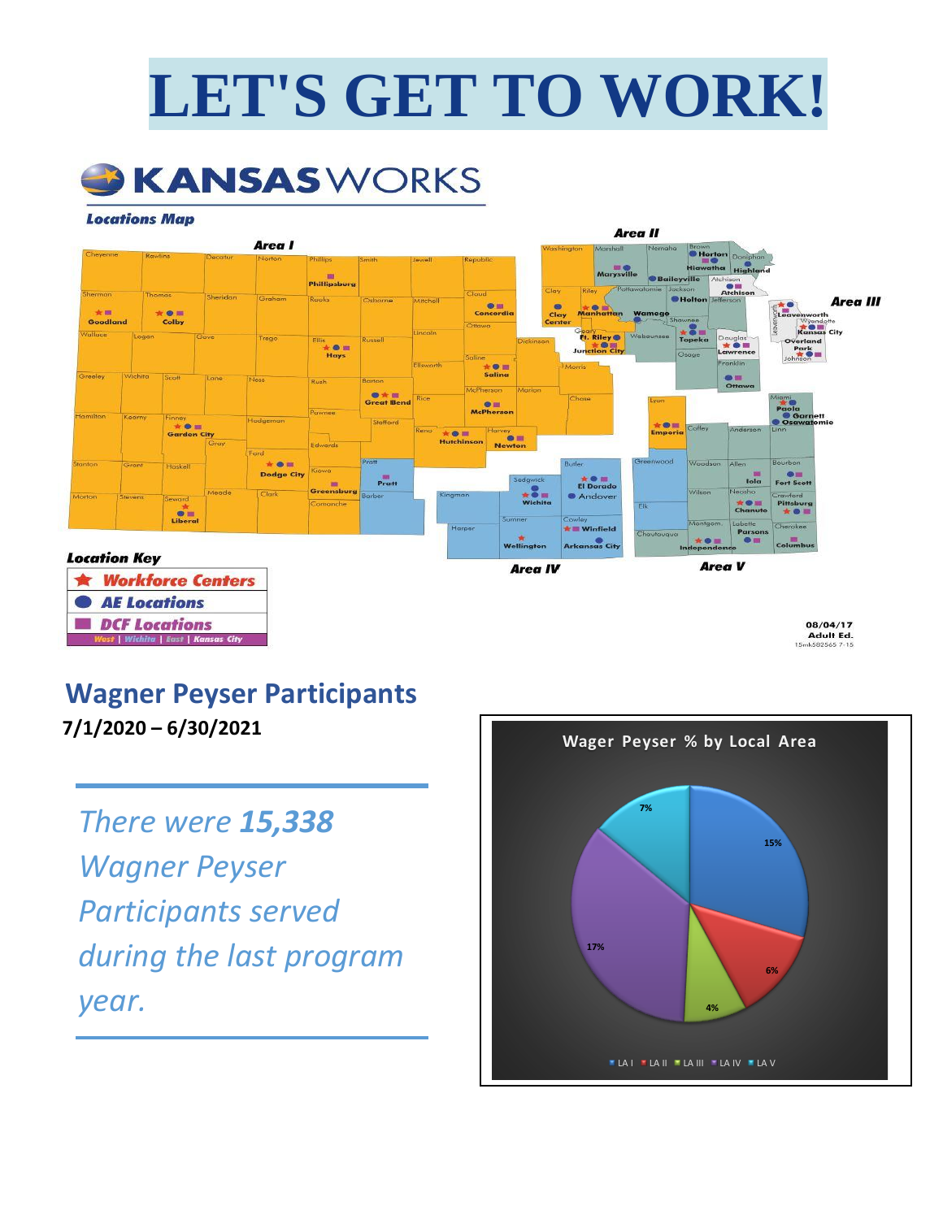# LET'S GET TO WORK!

KANSASWORKS

Locations Map

Location Key

- Workforce Centers
- AE Locations
- DCF Locations

West | Wichita | East | Kansas City

08/04/17
Adult Ed.

## Wagner Peyser Participants

**7/1/2020 – 6/30/2021**

*There were **15,338** Wagner Peyser Participants served during the last program year.*

**Wager Peyser % by Local Area**

- 15%
- 6%
- 4%
- 17%
- 7%

LA I, LA II, LA III, LA IV, LA V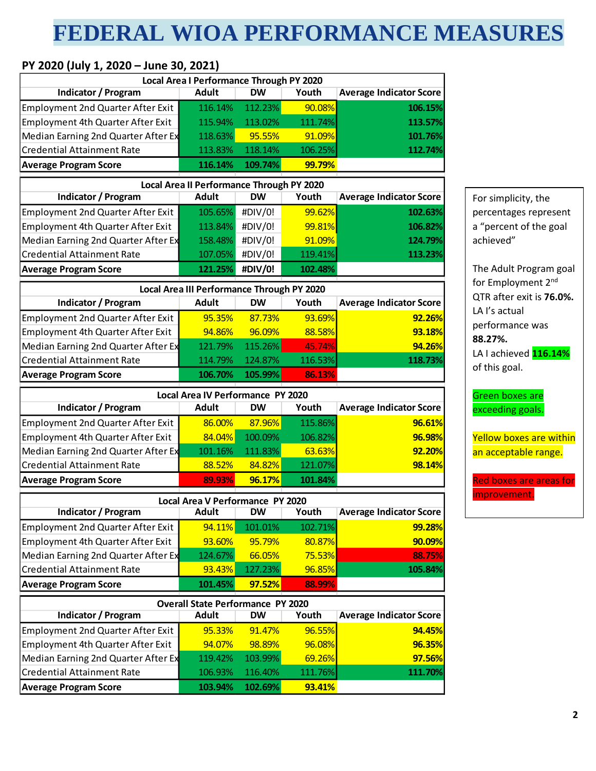# FEDERAL WIOA PERFORMANCE MEASURES

**PY 2020 (July 1, 2020 – June 30, 2021)**

| Local Area I Performance Through PY 2020 | | | | |
|---|---|---|---|---|
| **Indicator / Program** | **Adult** | **DW** | **Youth** | **Average Indicator Score** |
| Employment 2nd Quarter After Exit | 116.14% | 112.23% | 90.08% | **106.15%** |
| Employment 4th Quarter After Exit | 115.94% | 113.02% | 111.74% | **113.57%** |
| Median Earning 2nd Quarter After Ex | 118.63% | 95.55% | 91.09% | **101.76%** |
| Credential Attainment Rate | 113.83% | 118.14% | 106.25% | **112.74%** |
| **Average Program Score** | **116.14%** | **109.74%** | **99.79%** | |

| Local Area II Performance Through PY 2020 | | | | |
|---|---|---|---|---|
| **Indicator / Program** | **Adult** | **DW** | **Youth** | **Average Indicator Score** |
| Employment 2nd Quarter After Exit | 105.65% | #DIV/0! | 99.62% | **102.63%** |
| Employment 4th Quarter After Exit | 113.84% | #DIV/0! | 99.81% | **106.82%** |
| Median Earning 2nd Quarter After Ex | 158.48% | #DIV/0! | 91.09% | **124.79%** |
| Credential Attainment Rate | 107.05% | #DIV/0! | 119.41% | **113.23%** |
| **Average Program Score** | **121.25%** | **#DIV/0!** | **102.48%** | |

| Local Area III Performance Through PY 2020 | | | | |
|---|---|---|---|---|
| **Indicator / Program** | **Adult** | **DW** | **Youth** | **Average Indicator Score** |
| Employment 2nd Quarter After Exit | 95.35% | 87.73% | 93.69% | **92.26%** |
| Employment 4th Quarter After Exit | 94.86% | 96.09% | 88.58% | **93.18%** |
| Median Earning 2nd Quarter After Ex | 121.79% | 115.26% | 45.74% | **94.26%** |
| Credential Attainment Rate | 114.79% | 124.87% | 116.53% | **118.73%** |
| **Average Program Score** | **106.70%** | **105.99%** | **86.13%** | |

| Local Area IV Performance PY 2020 | | | | |
|---|---|---|---|---|
| **Indicator / Program** | **Adult** | **DW** | **Youth** | **Average Indicator Score** |
| Employment 2nd Quarter After Exit | 86.00% | 87.96% | 115.86% | **96.61%** |
| Employment 4th Quarter After Exit | 84.04% | 100.09% | 106.82% | **96.98%** |
| Median Earning 2nd Quarter After Ex | 101.16% | 111.83% | 63.63% | **92.20%** |
| Credential Attainment Rate | 88.52% | 84.82% | 121.07% | **98.14%** |
| **Average Program Score** | **89.93%** | **96.17%** | **101.84%** | |

| Local Area V Performance PY 2020 | | | | |
|---|---|---|---|---|
| **Indicator / Program** | **Adult** | **DW** | **Youth** | **Average Indicator Score** |
| Employment 2nd Quarter After Exit | 94.11% | 101.01% | 102.71% | **99.28%** |
| Employment 4th Quarter After Exit | 93.60% | 95.79% | 80.87% | **90.09%** |
| Median Earning 2nd Quarter After Ex | 124.67% | 66.05% | 75.53% | **88.75%** |
| Credential Attainment Rate | 93.43% | 127.23% | 96.85% | **105.84%** |
| **Average Program Score** | **101.45%** | **97.52%** | **88.99%** | |

| Overall State Performance PY 2020 | | | | |
|---|---|---|---|---|
| **Indicator / Program** | **Adult** | **DW** | **Youth** | **Average Indicator Score** |
| Employment 2nd Quarter After Exit | 95.33% | 91.47% | 96.55% | **94.45%** |
| Employment 4th Quarter After Exit | 94.07% | 98.89% | 96.08% | **96.35%** |
| Median Earning 2nd Quarter After Ex | 119.42% | 103.99% | 69.26% | **97.56%** |
| Credential Attainment Rate | 106.93% | 116.40% | 111.76% | **111.70%** |
| **Average Program Score** | **103.94%** | **102.69%** | **93.41%** | |

For simplicity, the percentages represent a "percent of the goal achieved"

The Adult Program goal for Employment 2nd QTR after exit is **76.0%.** LA I's actual performance was **88.27%.** LA I achieved **116.14%** of this goal.

Green boxes are exceeding goals.

Yellow boxes are within an acceptable range.

Red boxes are areas for improvement.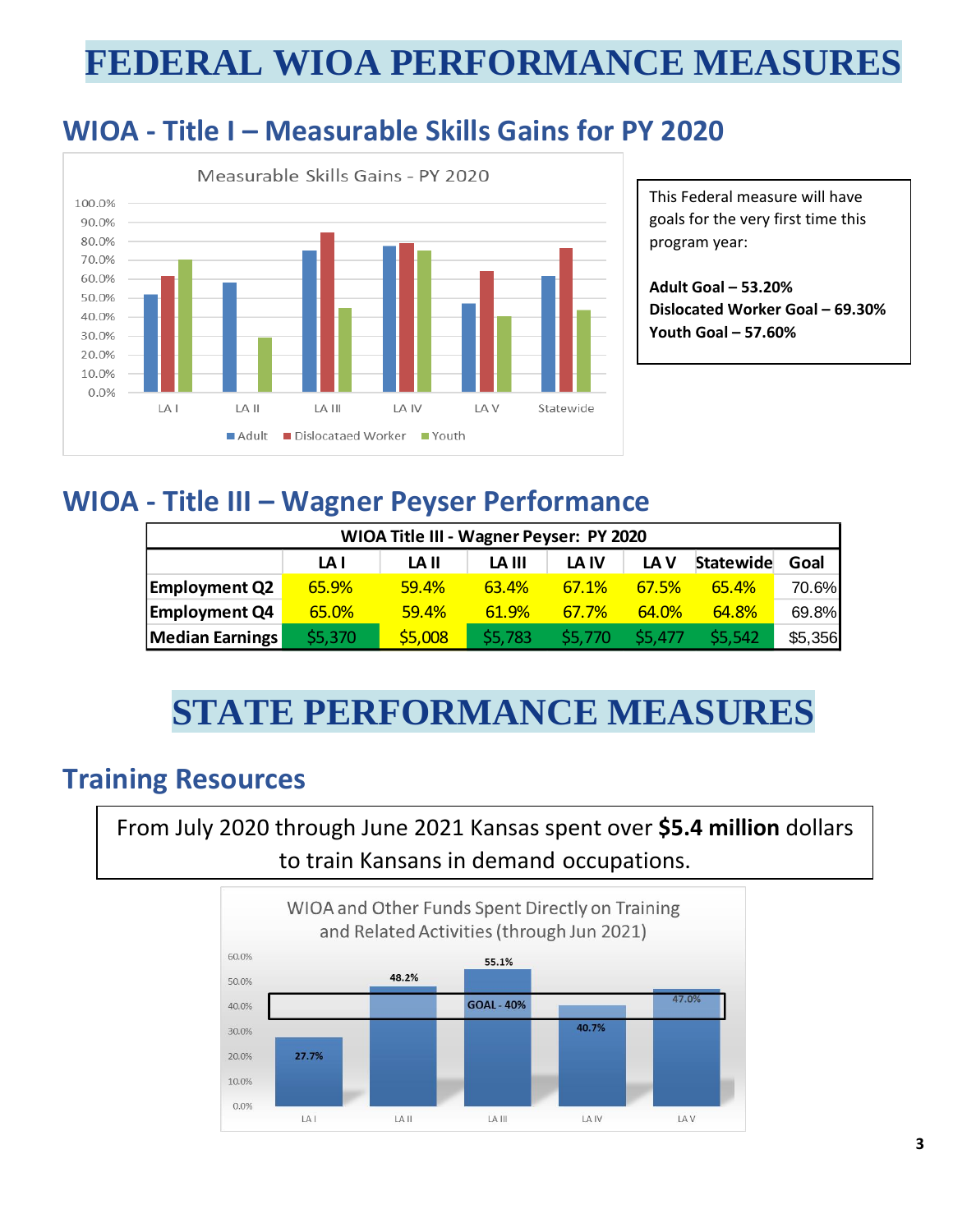# FEDERAL WIOA PERFORMANCE MEASURES

## WIOA - Title I – Measurable Skills Gains for PY 2020

This Federal measure will have goals for the very first time this program year:

**Adult Goal – 53.20%**
**Dislocated Worker Goal – 69.30%**
**Youth Goal – 57.60%**

## WIOA - Title III – Wagner Peyser Performance

| WIOA Title III - Wagner Peyser: PY 2020 | | | | | | | |
|---|---|---|---|---|---|---|---|
| | **LA I** | **LA II** | **LA III** | **LA IV** | **LA V** | **Statewide** | **Goal** |
| **Employment Q2** | 65.9% | 59.4% | 63.4% | 67.1% | 67.5% | 65.4% | 70.6% |
| **Employment Q4** | 65.0% | 59.4% | 61.9% | 67.7% | 64.0% | 64.8% | 69.8% |
| **Median Earnings** | $5,370 | $5,008 | $5,783 | $5,770 | $5,477 | $5,542 | $5,356 |

# STATE PERFORMANCE MEASURES

## Training Resources

From July 2020 through June 2021 Kansas spent over **$5.4 million** dollars to train Kansans in demand occupations.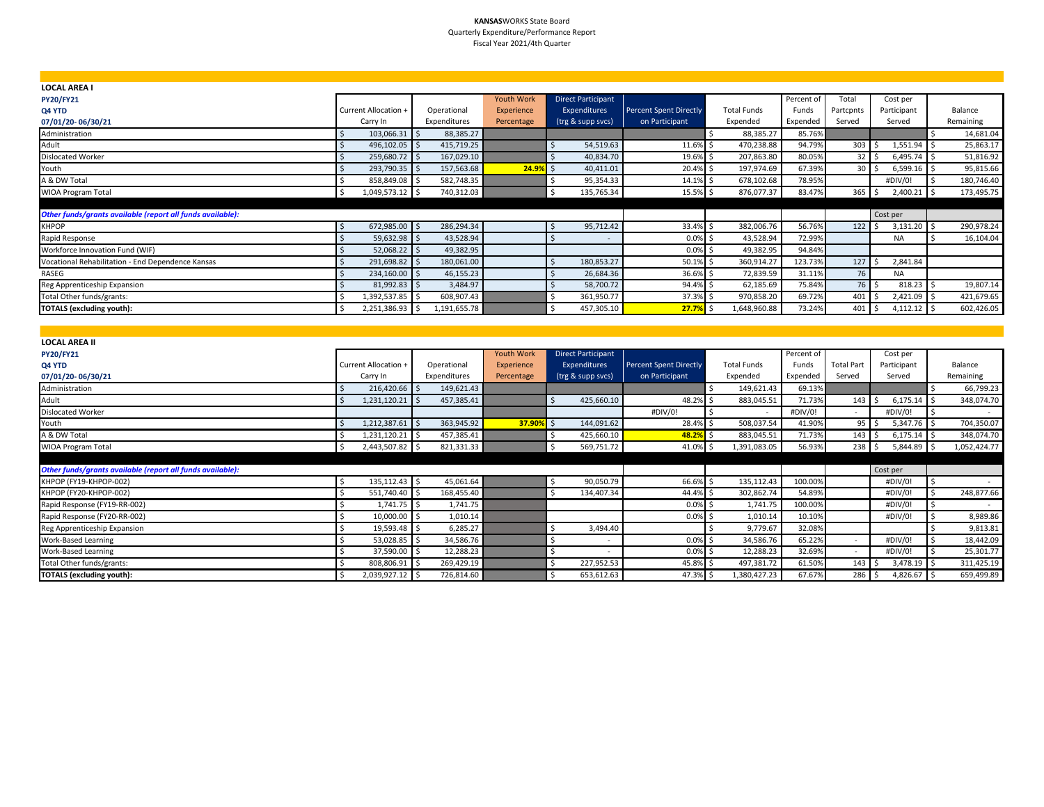**KANSASWORKS State Board**
Quarterly Expenditure/Performance Report
Fiscal Year 2021/4th Quarter

| LOCAL AREA I<br>PY20/FY21<br>Q4 YTD<br>07/01/20- 06/30/21 | Current Allocation + Carry In | Operational Expenditures | Youth Work Experience Percentage | Direct Participant Expenditures (trg & supp svcs) | Percent Spent Directly on Participant | Total Funds Expended | Percent of Funds Expended | Total Partcpnts Served | Cost per Participant Served | Balance Remaining |
|---|---|---|---|---|---|---|---|---|---|---|
| Administration | $ 103,066.31 | $ 88,385.27 | | | | $ 88,385.27 | 85.76% | | | $ 14,681.04 |
| Adult | $ 496,102.05 | $ 415,719.25 | | $ 54,519.63 | 11.6% | $ 470,238.88 | 94.79% | 303 | $ 1,551.94 | $ 25,863.17 |
| Dislocated Worker | $ 259,680.72 | $ 167,029.10 | | $ 40,834.70 | 19.6% | $ 207,863.80 | 80.05% | 32 | $ 6,495.74 | $ 51,816.92 |
| Youth | $ 293,790.35 | $ 157,563.68 | 24.9% | $ 40,411.01 | 20.4% | $ 197,974.69 | 67.39% | 30 | $ 6,599.16 | $ 95,815.66 |
| A & DW Total | $ 858,849.08 | $ 582,748.35 | | $ 95,354.33 | 14.1% | $ 678,102.68 | 78.95% | | #DIV/0! | $ 180,746.40 |
| WIOA Program Total | $ 1,049,573.12 | $ 740,312.03 | | $ 135,765.34 | 15.5% | $ 876,077.37 | 83.47% | 365 | $ 2,400.21 | $ 173,495.75 |
| ***Other funds/grants available (report all funds available):*** | | | | | | | | | Cost per | |
| KHPOP | $ 672,985.00 | $ 286,294.34 | | $ 95,712.42 | 33.4% | $ 382,006.76 | 56.76% | 122 | $ 3,131.20 | $ 290,978.24 |
| Rapid Response | $ 59,632.98 | $ 43,528.94 | | $ - | 0.0% | $ 43,528.94 | 72.99% | | NA | $ 16,104.04 |
| Workforce Innovation Fund (WIF) | $ 52,068.22 | $ 49,382.95 | | | 0.0% | $ 49,382.95 | 94.84% | | | |
| Vocational Rehabilitation - End Dependence Kansas | $ 291,698.82 | $ 180,061.00 | | $ 180,853.27 | 50.1% | $ 360,914.27 | 123.73% | 127 | $ 2,841.84 | |
| RASEG | $ 234,160.00 | $ 46,155.23 | | $ 26,684.36 | 36.6% | $ 72,839.59 | 31.11% | 76 | NA | |
| Reg Apprenticeship Expansion | $ 81,992.83 | $ 3,484.97 | | $ 58,700.72 | 94.4% | $ 62,185.69 | 75.84% | 76 | $ 818.23 | $ 19,807.14 |
| Total Other funds/grants: | $ 1,392,537.85 | $ 608,907.43 | | $ 361,950.77 | 37.3% | $ 970,858.20 | 69.72% | 401 | $ 2,421.09 | $ 421,679.65 |
| **TOTALS (excluding youth):** | $ 2,251,386.93 | $ 1,191,655.78 | | $ 457,305.10 | 27.7% | $ 1,648,960.88 | 73.24% | 401 | $ 4,112.12 | $ 602,426.05 |

| LOCAL AREA II<br>PY20/FY21<br>Q4 YTD<br>07/01/20- 06/30/21 | Current Allocation + Carry In | Operational Expenditures | Youth Work Experience Percentage | Direct Participant Expenditures (trg & supp svcs) | Percent Spent Directly on Participant | Total Funds Expended | Percent of Funds Expended | Total Part Served | Cost per Participant Served | Balance Remaining |
|---|---|---|---|---|---|---|---|---|---|---|
| Administration | $ 216,420.66 | $ 149,621.43 | | | | $ 149,621.43 | 69.13% | | | $ 66,799.23 |
| Adult | $ 1,231,120.21 | $ 457,385.41 | | $ 425,660.10 | 48.2% | $ 883,045.51 | 71.73% | 143 | $ 6,175.14 | $ 348,074.70 |
| Dislocated Worker | | | | | #DIV/0! | $ - | #DIV/0! | - | #DIV/0! | $ - |
| Youth | $ 1,212,387.61 | $ 363,945.92 | 37.90% | $ 144,091.62 | 28.4% | $ 508,037.54 | 41.90% | 95 | $ 5,347.76 | $ 704,350.07 |
| A & DW Total | $ 1,231,120.21 | $ 457,385.41 | | $ 425,660.10 | 48.2% | $ 883,045.51 | 71.73% | 143 | $ 6,175.14 | $ 348,074.70 |
| WIOA Program Total | $ 2,443,507.82 | $ 821,331.33 | | $ 569,751.72 | 41.0% | $ 1,391,083.05 | 56.93% | 238 | $ 5,844.89 | $ 1,052,424.77 |
| ***Other funds/grants available (report all funds available):*** | | | | | | | | | Cost per | |
| KHPOP (FY19-KHPOP-002) | $ 135,112.43 | $ 45,061.64 | | $ 90,050.79 | 66.6% | $ 135,112.43 | 100.00% | | #DIV/0! | $ - |
| KHPOP (FY20-KHPOP-002) | $ 551,740.40 | $ 168,455.40 | | $ 134,407.34 | 44.4% | $ 302,862.74 | 54.89% | | #DIV/0! | $ 248,877.66 |
| Rapid Response (FY19-RR-002) | $ 1,741.75 | $ 1,741.75 | | | 0.0% | $ 1,741.75 | 100.00% | | #DIV/0! | $ - |
| Rapid Response (FY20-RR-002) | $ 10,000.00 | $ 1,010.14 | | | 0.0% | $ 1,010.14 | 10.10% | | #DIV/0! | $ 8,989.86 |
| Reg Apprenticeship Expansion | $ 19,593.48 | $ 6,285.27 | | $ 3,494.40 | | $ 9,779.67 | 32.08% | | | $ 9,813.81 |
| Work-Based Learning | $ 53,028.85 | $ 34,586.76 | | $ - | 0.0% | $ 34,586.76 | 65.22% | - | #DIV/0! | $ 18,442.09 |
| Work-Based Learning | $ 37,590.00 | $ 12,288.23 | | $ - | 0.0% | $ 12,288.23 | 32.69% | - | #DIV/0! | $ 25,301.77 |
| Total Other funds/grants: | $ 808,806.91 | $ 269,429.19 | | $ 227,952.53 | 45.8% | $ 497,381.72 | 61.50% | 143 | $ 3,478.19 | $ 311,425.19 |
| **TOTALS (excluding youth):** | $ 2,039,927.12 | $ 726,814.60 | | $ 653,612.63 | 47.3% | $ 1,380,427.23 | 67.67% | 286 | $ 4,826.67 | $ 659,499.89 |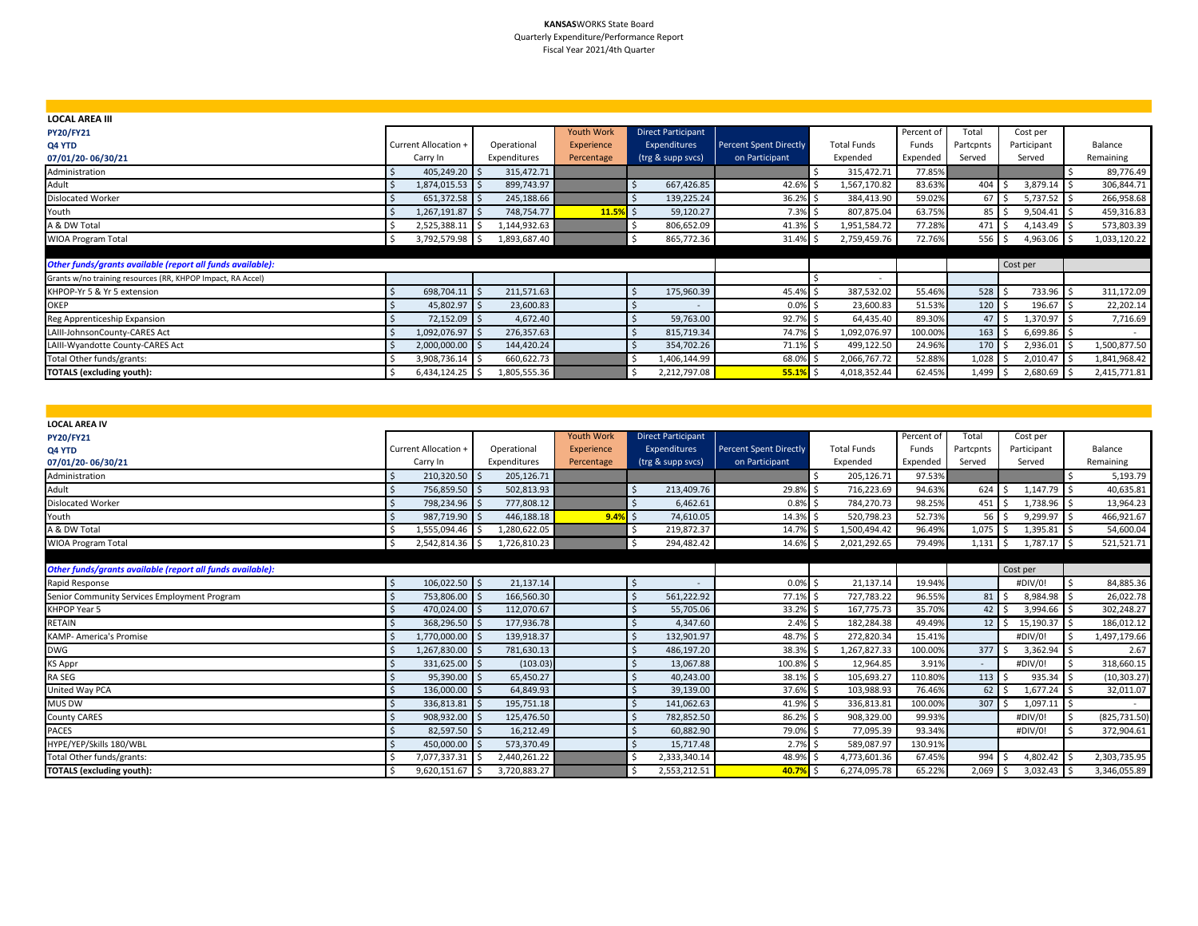**KANSASWORKS State Board**
Quarterly Expenditure/Performance Report
Fiscal Year 2021/4th Quarter

| LOCAL AREA III<br>PY20/FY21<br>Q4 YTD<br>07/01/20- 06/30/21 | Current Allocation + Carry In | Operational Expenditures | Youth Work Experience Percentage | Direct Participant Expenditures (trg & supp svcs) | Percent Spent Directly on Participant | Total Funds Expended | Percent of Funds Expended | Total Partcpnts Served | Cost per Participant Served | Balance Remaining |
|---|---|---|---|---|---|---|---|---|---|---|
| Administration | $ 405,249.20 | $ 315,472.71 | | | | $ 315,472.71 | 77.85% | | | $ 89,776.49 |
| Adult | $ 1,874,015.53 | $ 899,743.97 | | $ 667,426.85 | 42.6% | $ 1,567,170.82 | 83.63% | 404 | $ 3,879.14 | $ 306,844.71 |
| Dislocated Worker | $ 651,372.58 | $ 245,188.66 | | $ 139,225.24 | 36.2% | $ 384,413.90 | 59.02% | 67 | $ 5,737.52 | $ 266,958.68 |
| Youth | $ 1,267,191.87 | $ 748,754.77 | 11.5% | $ 59,120.27 | 7.3% | $ 807,875.04 | 63.75% | 85 | $ 9,504.41 | $ 459,316.83 |
| A & DW Total | $ 2,525,388.11 | $ 1,144,932.63 | | $ 806,652.09 | 41.3% | $ 1,951,584.72 | 77.28% | 471 | $ 4,143.49 | $ 573,803.39 |
| WIOA Program Total | $ 3,792,579.98 | $ 1,893,687.40 | | $ 865,772.36 | 31.4% | $ 2,759,459.76 | 72.76% | 556 | $ 4,963.06 | $ 1,033,120.22 |
| ***Other funds/grants available (report all funds available):*** | | | | | | | | | Cost per | |
| Grants w/no training resources (RR, KHPOP Impact, RA Accel) | | | | | | $ - | | | | |
| KHPOP-Yr 5 & Yr 5 extension | $ 698,704.11 | $ 211,571.63 | | $ 175,960.39 | 45.4% | $ 387,532.02 | 55.46% | 528 | $ 733.96 | $ 311,172.09 |
| OKEP | $ 45,802.97 | $ 23,600.83 | | $ - | 0.0% | $ 23,600.83 | 51.53% | 120 | $ 196.67 | $ 22,202.14 |
| Reg Apprenticeship Expansion | $ 72,152.09 | $ 4,672.40 | | $ 59,763.00 | 92.7% | $ 64,435.40 | 89.30% | 47 | $ 1,370.97 | $ 7,716.69 |
| LAIII-JohnsonCounty-CARES Act | $ 1,092,076.97 | $ 276,357.63 | | $ 815,719.34 | 74.7% | $ 1,092,076.97 | 100.00% | 163 | $ 6,699.86 | $ - |
| LAIII-Wyandotte County-CARES Act | $ 2,000,000.00 | $ 144,420.24 | | $ 354,702.26 | 71.1% | $ 499,122.50 | 24.96% | 170 | $ 2,936.01 | $ 1,500,877.50 |
| Total Other funds/grants: | $ 3,908,736.14 | $ 660,622.73 | | $ 1,406,144.99 | 68.0% | $ 2,066,767.72 | 52.88% | 1,028 | $ 2,010.47 | $ 1,841,968.42 |
| **TOTALS (excluding youth):** | $ 6,434,124.25 | $ 1,805,555.36 | | $ 2,212,797.08 | 55.1% | $ 4,018,352.44 | 62.45% | 1,499 | $ 2,680.69 | $ 2,415,771.81 |

| LOCAL AREA IV<br>PY20/FY21<br>Q4 YTD<br>07/01/20- 06/30/21 | Current Allocation + Carry In | Operational Expenditures | Youth Work Experience Percentage | Direct Participant Expenditures (trg & supp svcs) | Percent Spent Directly on Participant | Total Funds Expended | Percent of Funds Expended | Total Partcpnts Served | Cost per Participant Served | Balance Remaining |
|---|---|---|---|---|---|---|---|---|---|---|
| Administration | $ 210,320.50 | $ 205,126.71 | | | | $ 205,126.71 | 97.53% | | | $ 5,193.79 |
| Adult | $ 756,859.50 | $ 502,813.93 | | $ 213,409.76 | 29.8% | $ 716,223.69 | 94.63% | 624 | $ 1,147.79 | $ 40,635.81 |
| Dislocated Worker | $ 798,234.96 | $ 777,808.12 | | $ 6,462.61 | 0.8% | $ 784,270.73 | 98.25% | 451 | $ 1,738.96 | $ 13,964.23 |
| Youth | $ 987,719.90 | $ 446,188.18 | 9.4% | $ 74,610.05 | 14.3% | $ 520,798.23 | 52.73% | 56 | $ 9,299.97 | $ 466,921.67 |
| A & DW Total | $ 1,555,094.46 | $ 1,280,622.05 | | $ 219,872.37 | 14.7% | $ 1,500,494.42 | 96.49% | 1,075 | $ 1,395.81 | $ 54,600.04 |
| WIOA Program Total | $ 2,542,814.36 | $ 1,726,810.23 | | $ 294,482.42 | 14.6% | $ 2,021,292.65 | 79.49% | 1,131 | $ 1,787.17 | $ 521,521.71 |
| ***Other funds/grants available (report all funds available):*** | | | | | | | | | Cost per | |
| Rapid Response | $ 106,022.50 | $ 21,137.14 | | $ - | 0.0% | $ 21,137.14 | 19.94% | | | $ 84,885.36 |
| Senior Community Services Employment Program | $ 753,806.00 | $ 166,560.30 | | $ 561,222.92 | 77.1% | $ 727,783.22 | 96.55% | 81 | $ 8,984.98 | $ 26,022.78 |
| KHPOP Year 5 | $ 470,024.00 | $ 112,070.67 | | $ 55,705.06 | 33.2% | $ 167,775.73 | 35.70% | 42 | $ 3,994.66 | $ 302,248.27 |
| RETAIN | $ 368,296.50 | $ 177,936.78 | | $ 4,347.60 | 2.4% | $ 182,284.38 | 49.49% | 12 | $ 15,190.37 | $ 186,012.12 |
| KAMP- America's Promise | $ 1,770,000.00 | $ 139,918.37 | | $ 132,901.97 | 48.7% | $ 272,820.34 | 15.41% | | #DIV/0! | $ 1,497,179.66 |
| DWG | $ 1,267,830.00 | $ 781,630.13 | | $ 486,197.20 | 38.3% | $ 1,267,827.33 | 100.00% | 377 | $ 3,362.94 | $ 2.67 |
| KS Appr | $ 331,625.00 | $ (103.03) | | $ 13,067.88 | 100.8% | $ 12,964.85 | 3.91% | - | #DIV/0! | $ 318,660.15 |
| RA SEG | $ 95,390.00 | $ 65,450.27 | | $ 40,243.00 | 38.1% | $ 105,693.27 | 110.80% | 113 | $ 935.34 | $ (10,303.27) |
| United Way PCA | $ 136,000.00 | $ 64,849.93 | | $ 39,139.00 | 37.6% | $ 103,988.93 | 76.46% | 62 | $ 1,677.24 | $ 32,011.07 |
| MUS DW | $ 336,813.81 | $ 195,751.18 | | $ 141,062.63 | 41.9% | $ 336,813.81 | 100.00% | 307 | $ 1,097.11 | $ - |
| County CARES | $ 908,932.00 | $ 125,476.50 | | $ 782,852.50 | 86.2% | $ 908,329.00 | 99.93% | | #DIV/0! | $ (825,731.50) |
| PACES | $ 82,597.50 | $ 16,212.49 | | $ 60,882.90 | 79.0% | $ 77,095.39 | 93.34% | | #DIV/0! | $ 372,904.61 |
| HYPE/YEP/Skills 180/WBL | $ 450,000.00 | $ 573,370.49 | | $ 15,717.48 | 2.7% | $ 589,087.97 | 130.91% | | | |
| Total Other funds/grants: | $ 7,077,337.31 | $ 2,440,261.22 | | $ 2,333,340.14 | 48.9% | $ 4,773,601.36 | 67.45% | 994 | $ 4,802.42 | $ 2,303,735.95 |
| **TOTALS (excluding youth):** | $ 9,620,151.67 | $ 3,720,883.27 | | $ 2,553,212.51 | 40.7% | $ 6,274,095.78 | 65.22% | 2,069 | $ 3,032.43 | $ 3,346,055.89 |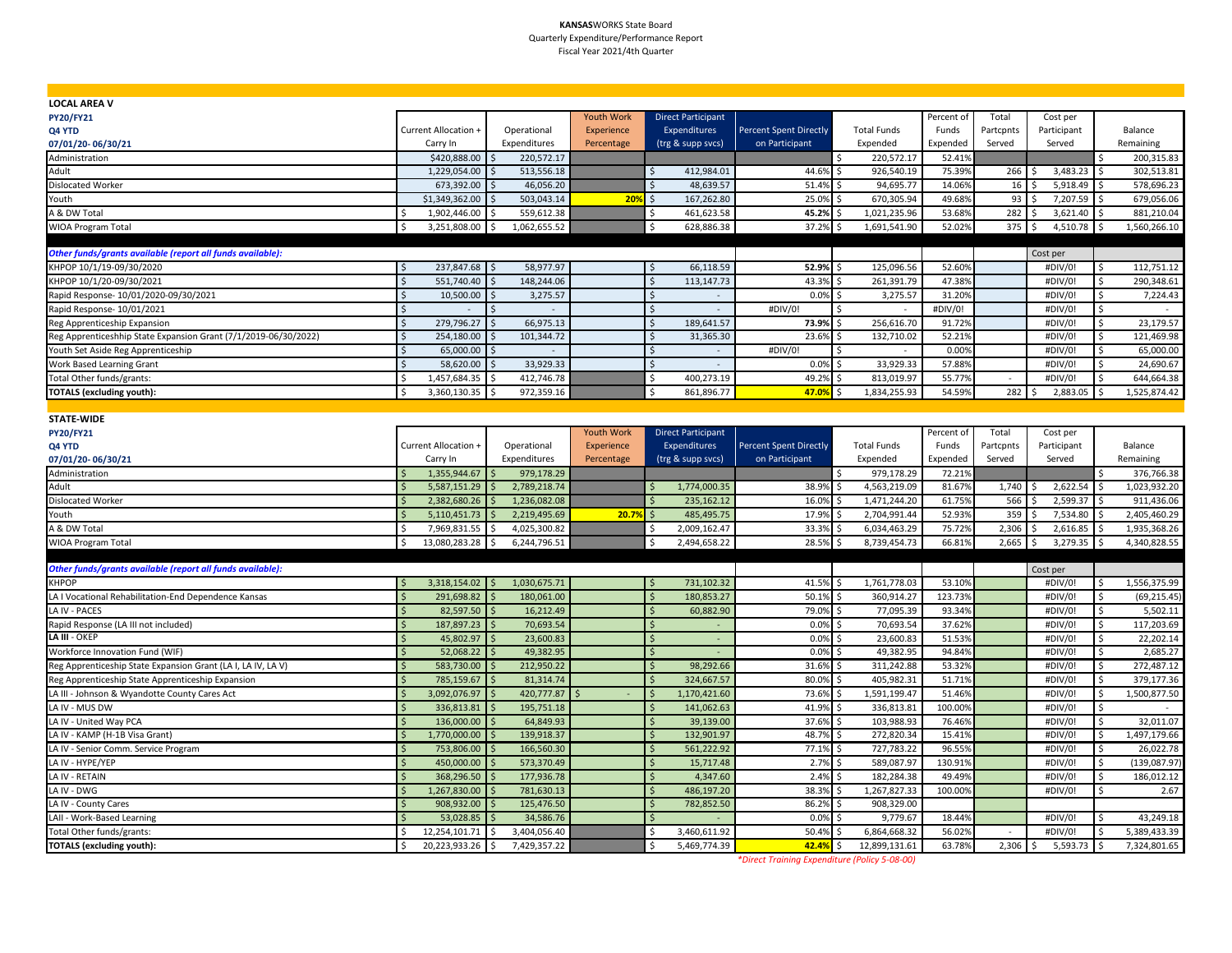**KANSAS**WORKS State Board
Quarterly Expenditure/Performance Report
Fiscal Year 2021/4th Quarter

**LOCAL AREA V**

| PY20/FY21<br>Q4 YTD<br>07/01/20- 06/30/21 | Current Allocation + Carry In | Operational Expenditures | Youth Work Experience Percentage | Direct Participant Expenditures (trg & supp svcs) | Percent Spent Directly on Participant | Total Funds Expended | Percent of Funds Expended | Total Partcpnts Served | Cost per Participant Served | Balance Remaining |
|---|---|---|---|---|---|---|---|---|---|---|
| Administration | $420,888.00 | $ 220,572.17 | | | | $ 220,572.17 | 52.41% | | | $ 200,315.83 |
| Adult | 1,229,054.00 | $ 513,556.18 | | $ 412,984.01 | 44.6% | $ 926,540.19 | 75.39% | 266 | $ 3,483.23 | $ 302,513.81 |
| Dislocated Worker | 673,392.00 | $ 46,056.20 | | $ 48,639.57 | 51.4% | $ 94,695.77 | 14.06% | 16 | $ 5,918.49 | $ 578,696.23 |
| Youth | $1,349,362.00 | $ 503,043.14 | 20% | $ 167,262.80 | 25.0% | $ 670,305.94 | 49.68% | 93 | $ 7,207.59 | $ 679,056.06 |
| A & DW Total | $ 1,902,446.00 | $ 559,612.38 | | $ 461,623.58 | 45.2% | $ 1,021,235.96 | 53.68% | 282 | $ 3,621.40 | $ 881,210.04 |
| WIOA Program Total | $ 3,251,808.00 | $ 1,062,655.52 | | $ 628,886.38 | 37.2% | $ 1,691,541.90 | 52.02% | 375 | $ 4,510.78 | $ 1,560,266.10 |
| *Other funds/grants available (report all funds available):* | | | | | | | | | Cost per | |
| KHPOP 10/1/19-09/30/2020 | $ 237,847.68 | $ 58,977.97 | | $ 66,118.59 | 52.9% | $ 125,096.56 | 52.60% | | #DIV/0! | $ 112,751.12 |
| KHPOP 10/1/20-09/30/2021 | $ 551,740.40 | $ 148,244.06 | | $ 113,147.73 | 43.3% | $ 261,391.79 | 47.38% | | #DIV/0! | $ 290,348.61 |
| Rapid Response- 10/01/2020-09/30/2021 | $ 10,500.00 | $ 3,275.57 | | $ - | 0.0% | $ 3,275.57 | 31.20% | | #DIV/0! | $ 7,224.43 |
| Rapid Response- 10/01/2021 | $ - | $ - | | $ - | #DIV/0! | $ - | #DIV/0! | | #DIV/0! | $ - |
| Reg Apprenticeship Expansion | $ 279,796.27 | $ 66,975.13 | | $ 189,641.57 | 73.9% | $ 256,616.70 | 91.72% | | #DIV/0! | $ 23,179.57 |
| Reg Apprenticeshhip State Expansion Grant (7/1/2019-06/30/2022) | $ 254,180.00 | $ 101,344.72 | | $ 31,365.30 | 23.6% | $ 132,710.02 | 52.21% | | #DIV/0! | $ 121,469.98 |
| Youth Set Aside Reg Apprenticeship | $ 65,000.00 | $ - | | $ - | #DIV/0! | $ - | 0.00% | | #DIV/0! | $ 65,000.00 |
| Work Based Learning Grant | $ 58,620.00 | $ 33,929.33 | | $ - | 0.0% | $ 33,929.33 | 57.88% | | #DIV/0! | $ 24,690.67 |
| Total Other funds/grants: | $ 1,457,684.35 | $ 412,746.78 | | $ 400,273.19 | 49.2% | $ 813,019.97 | 55.77% | - | #DIV/0! | $ 644,664.38 |
| **TOTALS (excluding youth):** | $ 3,360,130.35 | $ 972,359.16 | | $ 861,896.77 | 47.0% | $ 1,834,255.93 | 54.59% | 282 | $ 2,883.05 | $ 1,525,874.42 |

**STATE-WIDE**

| PY20/FY21<br>Q4 YTD<br>07/01/20- 06/30/21 | Current Allocation + Carry In | Operational Expenditures | Youth Work Experience Percentage | Direct Participant Expenditures (trg & supp svcs) | Percent Spent Directly on Participant | Total Funds Expended | Percent of Funds Expended | Total Partcpnts Served | Cost per Participant Served | Balance Remaining |
|---|---|---|---|---|---|---|---|---|---|---|
| Administration | $ 1,355,944.67 | $ 979,178.29 | | | | $ 979,178.29 | 72.21% | | | $ 376,766.38 |
| Adult | $ 5,587,151.29 | $ 2,789,218.74 | | $ 1,774,000.35 | 38.9% | $ 4,563,219.09 | 81.67% | 1,740 | $ 2,622.54 | $ 1,023,932.20 |
| Dislocated Worker | $ 2,382,680.26 | $ 1,236,082.08 | | $ 235,162.12 | 16.0% | $ 1,471,244.20 | 61.75% | 566 | $ 2,599.37 | $ 911,436.06 |
| Youth | $ 5,110,451.73 | $ 2,219,495.69 | 20.7% | $ 485,495.75 | 17.9% | $ 2,704,991.44 | 52.93% | 359 | $ 7,534.80 | $ 2,405,460.29 |
| A & DW Total | $ 7,969,831.55 | $ 4,025,300.82 | | $ 2,009,162.47 | 33.3% | $ 6,034,463.29 | 75.72% | 2,306 | $ 2,616.85 | $ 1,935,368.26 |
| WIOA Program Total | $ 13,080,283.28 | $ 6,244,796.51 | | $ 2,494,658.22 | 28.5% | $ 8,739,454.73 | 66.81% | 2,665 | $ 3,279.35 | $ 4,340,828.55 |
| *Other funds/grants available (report all funds available):* | | | | | | | | | Cost per | |
| KHPOP | $ 3,318,154.02 | $ 1,030,675.71 | | $ 731,102.32 | 41.5% | $ 1,761,778.03 | 53.10% | | #DIV/0! | $ 1,556,375.99 |
| LA I Vocational Rehabilitation-End Dependence Kansas | $ 291,698.82 | $ 180,061.00 | | $ 180,853.27 | 50.1% | $ 360,914.27 | 123.73% | | #DIV/0! | $ (69,215.45) |
| LA IV - PACES | $ 82,597.50 | $ 16,212.49 | | $ 60,882.90 | 79.0% | $ 77,095.39 | 93.34% | | #DIV/0! | $ 5,502.11 |
| Rapid Response (LA III not included) | $ 187,897.23 | $ 70,693.54 | | $ - | 0.0% | $ 70,693.54 | 37.62% | | #DIV/0! | $ 117,203.69 |
| **LA III** - OKEP | $ 45,802.97 | $ 23,600.83 | | $ - | 0.0% | $ 23,600.83 | 51.53% | | #DIV/0! | $ 22,202.14 |
| Workforce Innovation Fund (WIF) | $ 52,068.22 | $ 49,382.95 | | $ - | 0.0% | $ 49,382.95 | 94.84% | | #DIV/0! | $ 2,685.27 |
| Reg Apprenticeship State Expansion Grant (LA I, LA IV, LA V) | $ 583,730.00 | $ 212,950.22 | | $ 98,292.66 | 31.6% | $ 311,242.88 | 53.32% | | #DIV/0! | $ 272,487.12 |
| Reg Apprenticeship State Apprenticeship Expansion | $ 785,159.67 | $ 81,314.74 | | $ 324,667.57 | 80.0% | $ 405,982.31 | 51.71% | | #DIV/0! | $ 379,177.36 |
| LA III - Johnson & Wyandotte County Cares Act | $ 3,092,076.97 | $ 420,777.87 | $ - | $ 1,170,421.60 | 73.6% | $ 1,591,199.47 | 51.46% | | #DIV/0! | $ 1,500,877.50 |
| LA IV - MUS DW | $ 336,813.81 | $ 195,751.18 | | $ 141,062.63 | 41.9% | $ 336,813.81 | 100.00% | | #DIV/0! | $ - |
| LA IV - United Way PCA | $ 136,000.00 | $ 64,849.93 | | $ 39,139.00 | 37.6% | $ 103,988.93 | 76.46% | | #DIV/0! | $ 32,011.07 |
| LA IV - KAMP (H-1B Visa Grant) | $ 1,770,000.00 | $ 139,918.37 | | $ 132,901.97 | 48.7% | $ 272,820.34 | 15.41% | | #DIV/0! | $ 1,497,179.66 |
| LA IV - Senior Comm. Service Program | $ 753,806.00 | $ 166,560.30 | | $ 561,222.92 | 77.1% | $ 727,783.22 | 96.55% | | #DIV/0! | $ 26,022.78 |
| LA IV - HYPE/YEP | $ 450,000.00 | $ 573,370.49 | | $ 15,717.48 | 2.7% | $ 589,087.97 | 130.91% | | #DIV/0! | $ (139,087.97) |
| LA IV - RETAIN | $ 368,296.50 | $ 177,936.78 | | $ 4,347.60 | 2.4% | $ 182,284.38 | 49.49% | | #DIV/0! | $ 186,012.12 |
| LA IV - DWG | $ 1,267,830.00 | $ 781,630.13 | | $ 486,197.20 | 38.3% | $ 1,267,827.33 | 100.00% | | #DIV/0! | $ 2.67 |
| LA IV - County Cares | $ 908,932.00 | $ 125,476.50 | | $ 782,852.50 | 86.2% | $ 908,329.00 | | | | |
| LAII - Work-Based Learning | $ 53,028.85 | $ 34,586.76 | | $ - | 0.0% | $ 9,779.67 | 18.44% | | #DIV/0! | $ 43,249.18 |
| Total Other funds/grants: | $ 12,254,101.71 | $ 3,404,056.40 | | $ 3,460,611.92 | 50.4% | $ 6,864,668.32 | 56.02% | - | #DIV/0! | $ 5,389,433.39 |
| **TOTALS (excluding youth):** | $ 20,223,933.26 | $ 7,429,357.22 | | $ 5,469,774.39 | 42.4% | $ 12,899,131.61 | 63.78% | 2,306 | $ 5,593.73 | $ 7,324,801.65 |

*\*Direct Training Expenditure (Policy 5-08-00)*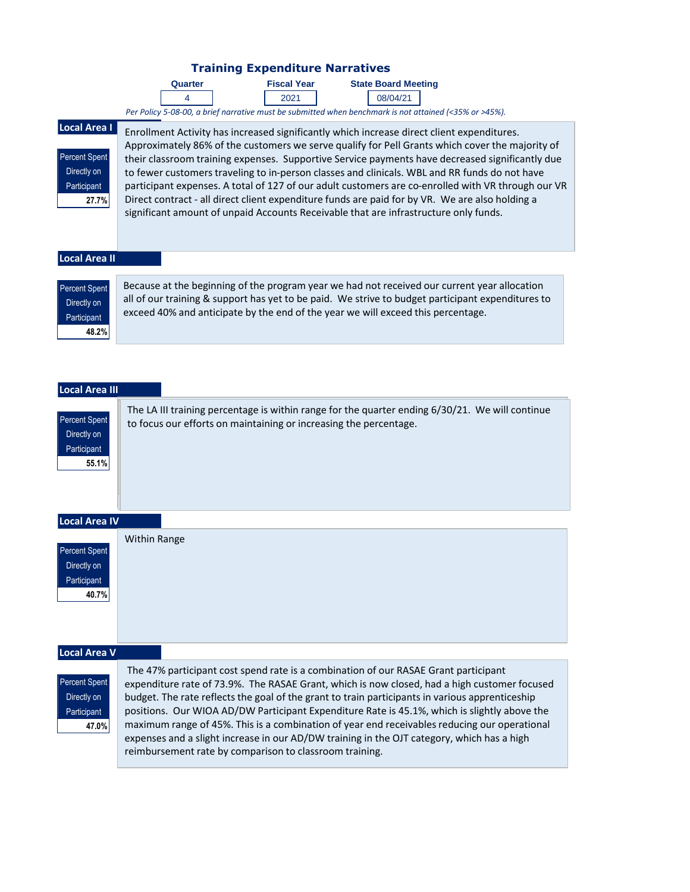# Training Expenditure Narratives

| Quarter | Fiscal Year | State Board Meeting |
|---|---|---|
| 4 | 2021 | 08/04/21 |

*Per Policy 5-08-00, a brief narrative must be submitted when benchmark is not attained (<35% or >45%).*

## Local Area I

**Percent Spent Directly on Participant:** 27.7%

Enrollment Activity has increased significantly which increase direct client expenditures. Approximately 86% of the customers we serve qualify for Pell Grants which cover the majority of their classroom training expenses. Supportive Service payments have decreased significantly due to fewer customers traveling to in-person classes and clinicals. WBL and RR funds do not have participant expenses. A total of 127 of our adult customers are co-enrolled with VR through our VR Direct contract - all direct client expenditure funds are paid for by VR. We are also holding a significant amount of unpaid Accounts Receivable that are infrastructure only funds.

## Local Area II

**Percent Spent Directly on Participant:** 48.2%

Because at the beginning of the program year we had not received our current year allocation all of our training & support has yet to be paid. We strive to budget participant expenditures to exceed 40% and anticipate by the end of the year we will exceed this percentage.

## Local Area III

**Percent Spent Directly on Participant:** 55.1%

The LA III training percentage is within range for the quarter ending 6/30/21. We will continue to focus our efforts on maintaining or increasing the percentage.

## Local Area IV

**Percent Spent Directly on Participant:** 40.7%

Within Range

## Local Area V

**Percent Spent Directly on Participant:** 47.0%

The 47% participant cost spend rate is a combination of our RASAE Grant participant expenditure rate of 73.9%. The RASAE Grant, which is now closed, had a high customer focused budget. The rate reflects the goal of the grant to train participants in various apprenticeship positions. Our WIOA AD/DW Participant Expenditure Rate is 45.1%, which is slightly above the maximum range of 45%. This is a combination of year end receivables reducing our operational expenses and a slight increase in our AD/DW training in the OJT category, which has a high reimbursement rate by comparison to classroom training.